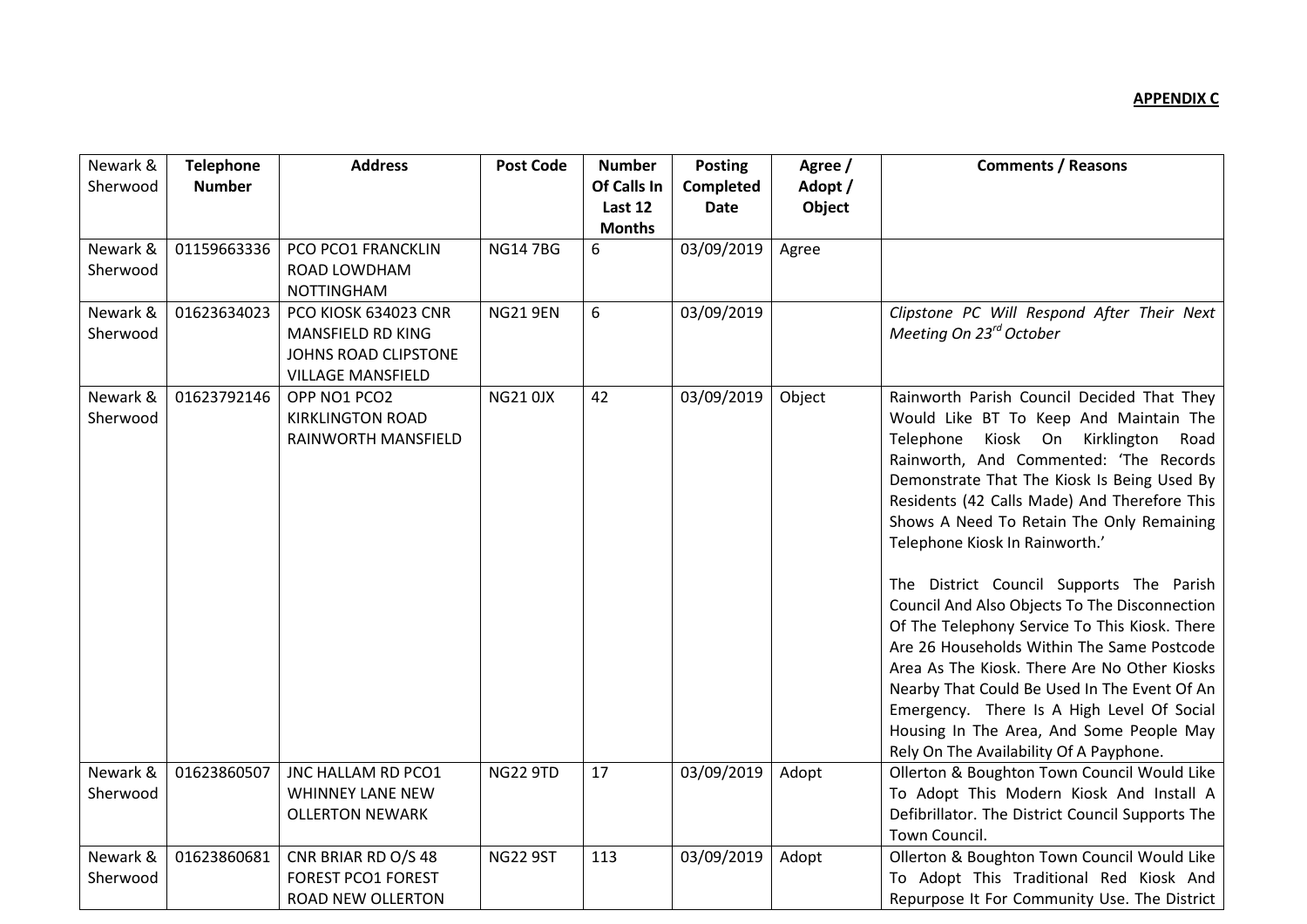**APPENDIX C**

| Newark & Sherwood | **Telephone Number** | **Address** | **Post Code** | **Number Of Calls In Last 12 Months** | **Posting Completed Date** | **Agree / Adopt / Object** | **Comments / Reasons** |
|---|---|---|---|---|---|---|---|
| Newark & Sherwood | 01159663336 | PCO PCO1 FRANCKLIN ROAD LOWDHAM NOTTINGHAM | NG14 7BG | 6 | 03/09/2019 | Agree | |
| Newark & Sherwood | 01623634023 | PCO KIOSK 634023 CNR MANSFIELD RD KING JOHNS ROAD CLIPSTONE VILLAGE MANSFIELD | NG21 9EN | 6 | 03/09/2019 | | *Clipstone PC Will Respond After Their Next Meeting On 23rd October* |
| Newark & Sherwood | 01623792146 | OPP NO1 PCO2 KIRKLINGTON ROAD RAINWORTH MANSFIELD | NG21 0JX | 42 | 03/09/2019 | Object | Rainworth Parish Council Decided That They Would Like BT To Keep And Maintain The Telephone Kiosk On Kirklington Road Rainworth, And Commented: 'The Records Demonstrate That The Kiosk Is Being Used By Residents (42 Calls Made) And Therefore This Shows A Need To Retain The Only Remaining Telephone Kiosk In Rainworth.'<br><br>The District Council Supports The Parish Council And Also Objects To The Disconnection Of The Telephony Service To This Kiosk. There Are 26 Households Within The Same Postcode Area As The Kiosk. There Are No Other Kiosks Nearby That Could Be Used In The Event Of An Emergency. There Is A High Level Of Social Housing In The Area, And Some People May Rely On The Availability Of A Payphone. |
| Newark & Sherwood | 01623860507 | JNC HALLAM RD PCO1 WHINNEY LANE NEW OLLERTON NEWARK | NG22 9TD | 17 | 03/09/2019 | Adopt | Ollerton & Boughton Town Council Would Like To Adopt This Modern Kiosk And Install A Defibrillator. The District Council Supports The Town Council. |
| Newark & Sherwood | 01623860681 | CNR BRIAR RD O/S 48 FOREST PCO1 FOREST ROAD NEW OLLERTON | NG22 9ST | 113 | 03/09/2019 | Adopt | Ollerton & Boughton Town Council Would Like To Adopt This Traditional Red Kiosk And Repurpose It For Community Use. The District |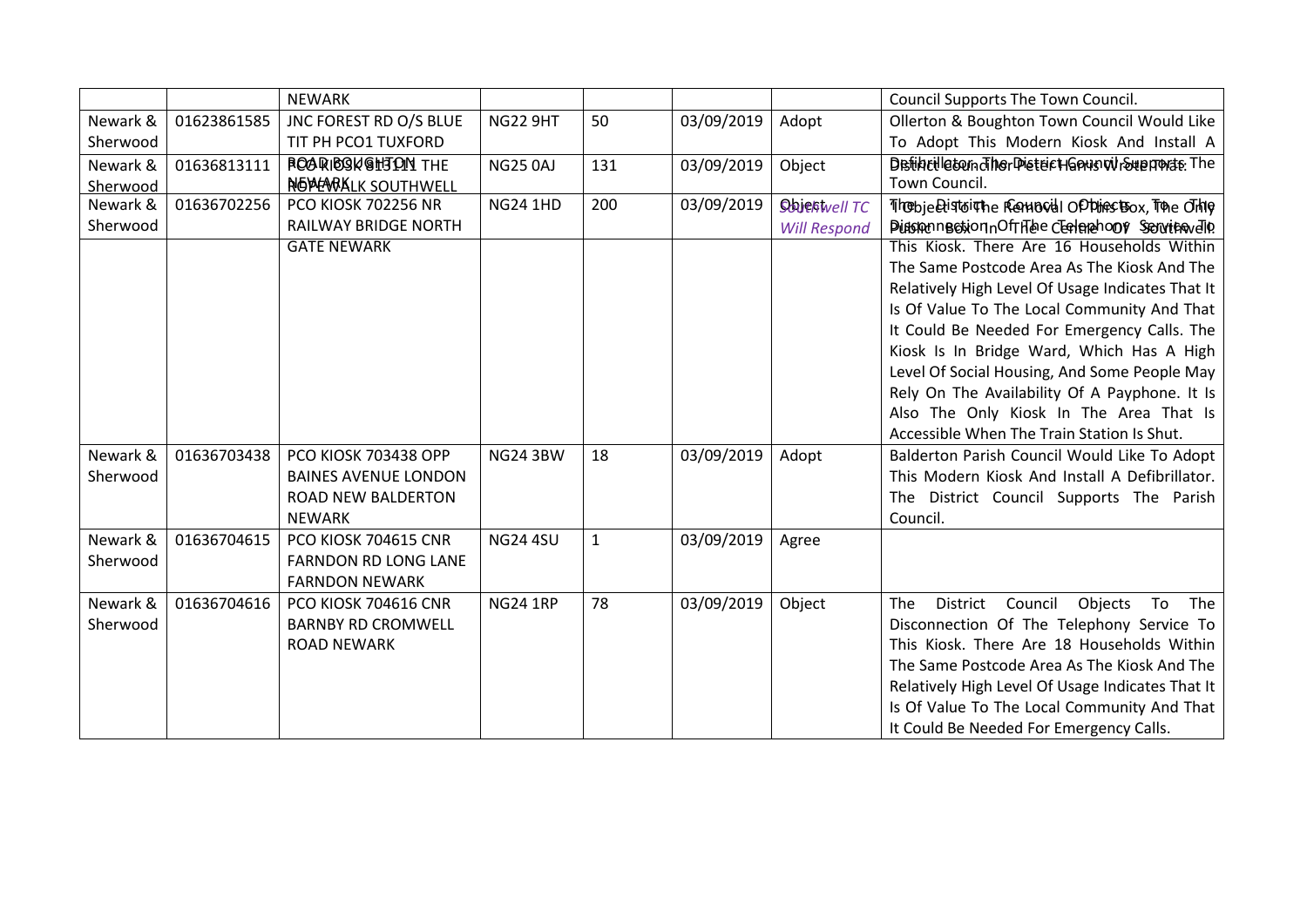| | | | | | | | |
|---|---|---|---|---|---|---|---|
| | | NEWARK | | | | | Council Supports The Town Council. |
| Newark & Sherwood | 01623861585 | JNC FOREST RD O/S BLUE TIT PH PCO1 TUXFORD ROAD BOUGHTON NEWARK | NG22 9HT | 50 | 03/09/2019 | Adopt | Ollerton & Boughton Town Council Would Like To Adopt This Modern Kiosk And Install A Defibrillator. The District Council Supports The Town Council. |
| Newark & Sherwood | 01636813111 | PCO KIOSK 813111 THE ROPEWALK SOUTHWELL | NG25 0AJ | 131 | 03/09/2019 | Object *Southwell TC Will Respond* | District Councillor Peter Harris Wrote That: I Object To The Removal Of This Box, The Only Public Box In The Centre Of Southwell. |
| Newark & Sherwood | 01636702256 | PCO KIOSK 702256 NR RAILWAY BRIDGE NORTH GATE NEWARK | NG24 1HD | 200 | 03/09/2019 | Object | The District Council Objects To The Disconnection Of The Telephony Service To This Kiosk. There Are 16 Households Within The Same Postcode Area As The Kiosk And The Relatively High Level Of Usage Indicates That It Is Of Value To The Local Community And That It Could Be Needed For Emergency Calls. The Kiosk Is In Bridge Ward, Which Has A High Level Of Social Housing, And Some People May Rely On The Availability Of A Payphone. It Is Also The Only Kiosk In The Area That Is Accessible When The Train Station Is Shut. |
| Newark & Sherwood | 01636703438 | PCO KIOSK 703438 OPP BAINES AVENUE LONDON ROAD NEW BALDERTON NEWARK | NG24 3BW | 18 | 03/09/2019 | Adopt | Balderton Parish Council Would Like To Adopt This Modern Kiosk And Install A Defibrillator. The District Council Supports The Parish Council. |
| Newark & Sherwood | 01636704615 | PCO KIOSK 704615 CNR FARNDON RD LONG LANE FARNDON NEWARK | NG24 4SU | 1 | 03/09/2019 | Agree | |
| Newark & Sherwood | 01636704616 | PCO KIOSK 704616 CNR BARNBY RD CROMWELL ROAD NEWARK | NG24 1RP | 78 | 03/09/2019 | Object | The District Council Objects To The Disconnection Of The Telephony Service To This Kiosk. There Are 18 Households Within The Same Postcode Area As The Kiosk And The Relatively High Level Of Usage Indicates That It Is Of Value To The Local Community And That It Could Be Needed For Emergency Calls. |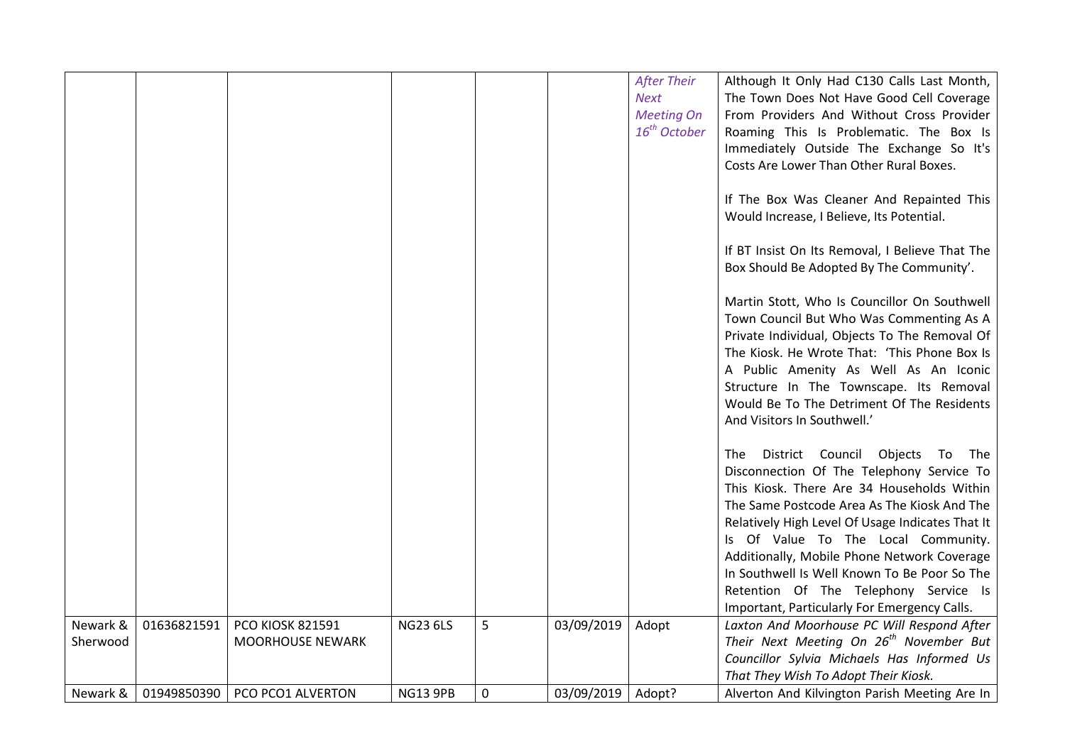| | | | | | | | |
|---|---|---|---|---|---|---|---|
| | | | | | | *After Their Next Meeting On 16th October* | Although It Only Had C130 Calls Last Month, The Town Does Not Have Good Cell Coverage From Providers And Without Cross Provider Roaming This Is Problematic. The Box Is Immediately Outside The Exchange So It's Costs Are Lower Than Other Rural Boxes.<br><br>If The Box Was Cleaner And Repainted This Would Increase, I Believe, Its Potential.<br><br>If BT Insist On Its Removal, I Believe That The Box Should Be Adopted By The Community'.<br><br>Martin Stott, Who Is Councillor On Southwell Town Council But Who Was Commenting As A Private Individual, Objects To The Removal Of The Kiosk. He Wrote That: 'This Phone Box Is A Public Amenity As Well As An Iconic Structure In The Townscape. Its Removal Would Be To The Detriment Of The Residents And Visitors In Southwell.'<br><br>The District Council Objects To The Disconnection Of The Telephony Service To This Kiosk. There Are 34 Households Within The Same Postcode Area As The Kiosk And The Relatively High Level Of Usage Indicates That It Is Of Value To The Local Community. Additionally, Mobile Phone Network Coverage In Southwell Is Well Known To Be Poor So The Retention Of The Telephony Service Is Important, Particularly For Emergency Calls. |
| Newark & Sherwood | 01636821591 | PCO KIOSK 821591 MOORHOUSE NEWARK | NG23 6LS | 5 | 03/09/2019 | Adopt | *Laxton And Moorhouse PC Will Respond After Their Next Meeting On 26th November But Councillor Sylvia Michaels Has Informed Us That They Wish To Adopt Their Kiosk.* |
| Newark & | 01949850390 | PCO PCO1 ALVERTON | NG13 9PB | 0 | 03/09/2019 | Adopt? | Alverton And Kilvington Parish Meeting Are In |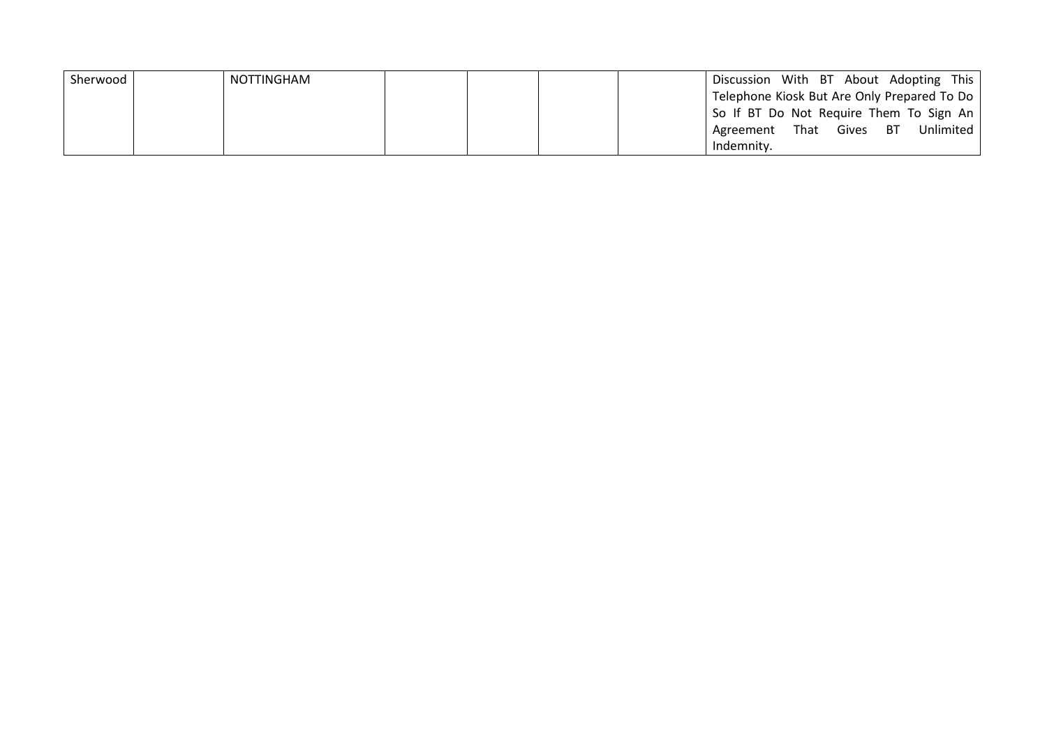| | | | | | | | |
|---|---|---|---|---|---|---|---|
| Sherwood | | NOTTINGHAM | | | | | Discussion With BT About Adopting This Telephone Kiosk But Are Only Prepared To Do So If BT Do Not Require Them To Sign An Agreement That Gives BT Unlimited Indemnity. |